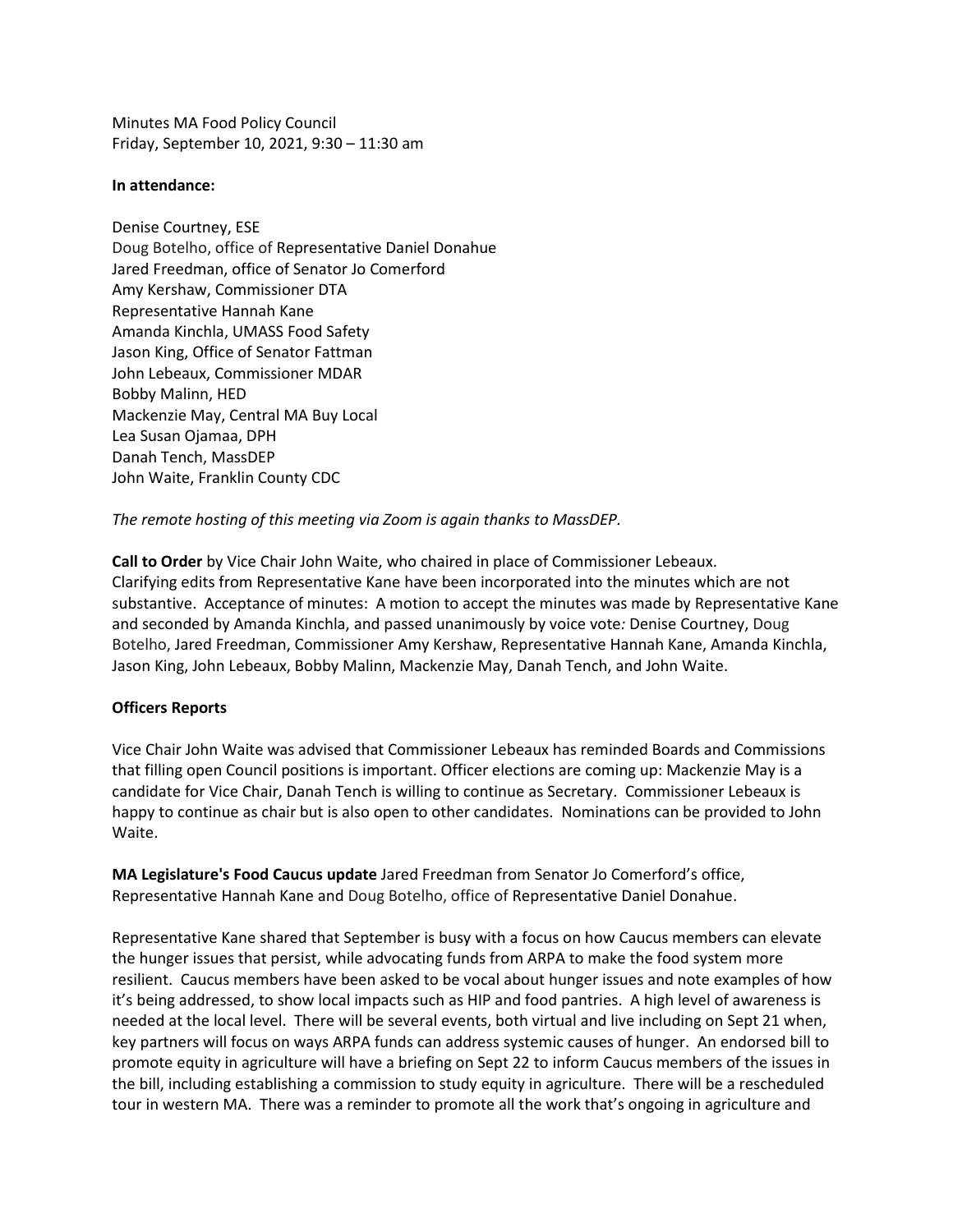Minutes MA Food Policy Council
Friday, September 10, 2021, 9:30 – 11:30 am

**In attendance:**

Denise Courtney, ESE
Doug Botelho, office of Representative Daniel Donahue
Jared Freedman, office of Senator Jo Comerford
Amy Kershaw, Commissioner DTA
Representative Hannah Kane
Amanda Kinchla, UMASS Food Safety
Jason King, Office of Senator Fattman
John Lebeaux, Commissioner MDAR
Bobby Malinn, HED
Mackenzie May, Central MA Buy Local
Lea Susan Ojamaa, DPH
Danah Tench, MassDEP
John Waite, Franklin County CDC

*The remote hosting of this meeting via Zoom is again thanks to MassDEP.*

**Call to Order** by Vice Chair John Waite, who chaired in place of Commissioner Lebeaux. Clarifying edits from Representative Kane have been incorporated into the minutes which are not substantive. Acceptance of minutes: A motion to accept the minutes was made by Representative Kane and seconded by Amanda Kinchla, and passed unanimously by voice vote*:* Denise Courtney, Doug Botelho, Jared Freedman, Commissioner Amy Kershaw, Representative Hannah Kane, Amanda Kinchla, Jason King, John Lebeaux, Bobby Malinn, Mackenzie May, Danah Tench, and John Waite.

**Officers Reports**

Vice Chair John Waite was advised that Commissioner Lebeaux has reminded Boards and Commissions that filling open Council positions is important. Officer elections are coming up: Mackenzie May is a candidate for Vice Chair, Danah Tench is willing to continue as Secretary. Commissioner Lebeaux is happy to continue as chair but is also open to other candidates. Nominations can be provided to John Waite.

**MA Legislature's Food Caucus update** Jared Freedman from Senator Jo Comerford's office, Representative Hannah Kane and Doug Botelho, office of Representative Daniel Donahue.

Representative Kane shared that September is busy with a focus on how Caucus members can elevate the hunger issues that persist, while advocating funds from ARPA to make the food system more resilient. Caucus members have been asked to be vocal about hunger issues and note examples of how it's being addressed, to show local impacts such as HIP and food pantries. A high level of awareness is needed at the local level. There will be several events, both virtual and live including on Sept 21 when, key partners will focus on ways ARPA funds can address systemic causes of hunger. An endorsed bill to promote equity in agriculture will have a briefing on Sept 22 to inform Caucus members of the issues in the bill, including establishing a commission to study equity in agriculture. There will be a rescheduled tour in western MA. There was a reminder to promote all the work that's ongoing in agriculture and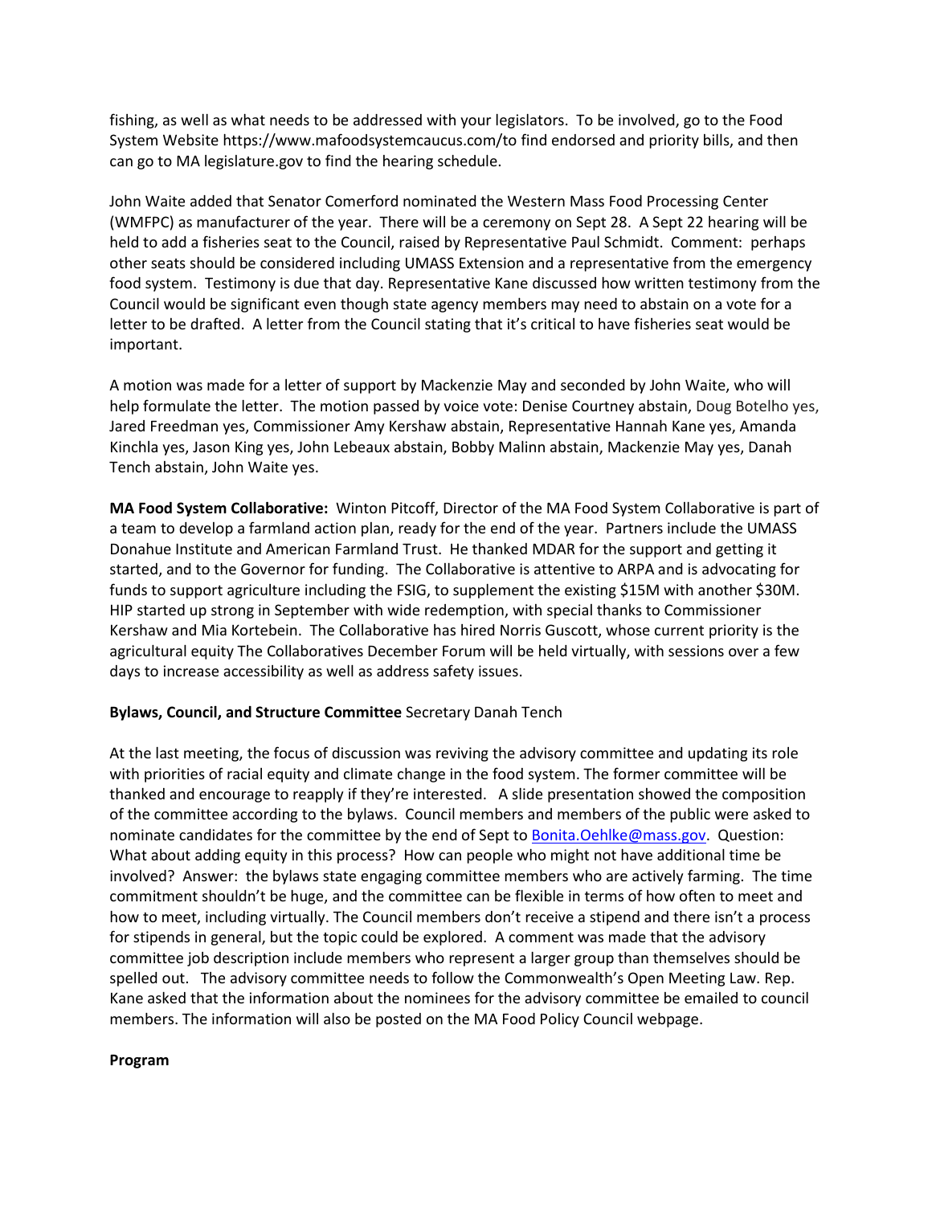fishing, as well as what needs to be addressed with your legislators. To be involved, go to the Food System Website https://www.mafoodsystemcaucus.com/to find endorsed and priority bills, and then can go to MA legislature.gov to find the hearing schedule.

John Waite added that Senator Comerford nominated the Western Mass Food Processing Center (WMFPC) as manufacturer of the year. There will be a ceremony on Sept 28. A Sept 22 hearing will be held to add a fisheries seat to the Council, raised by Representative Paul Schmidt. Comment: perhaps other seats should be considered including UMASS Extension and a representative from the emergency food system. Testimony is due that day. Representative Kane discussed how written testimony from the Council would be significant even though state agency members may need to abstain on a vote for a letter to be drafted. A letter from the Council stating that it's critical to have fisheries seat would be important.

A motion was made for a letter of support by Mackenzie May and seconded by John Waite, who will help formulate the letter. The motion passed by voice vote: Denise Courtney abstain, Doug Botelho yes, Jared Freedman yes, Commissioner Amy Kershaw abstain, Representative Hannah Kane yes, Amanda Kinchla yes, Jason King yes, John Lebeaux abstain, Bobby Malinn abstain, Mackenzie May yes, Danah Tench abstain, John Waite yes.

**MA Food System Collaborative:** Winton Pitcoff, Director of the MA Food System Collaborative is part of a team to develop a farmland action plan, ready for the end of the year. Partners include the UMASS Donahue Institute and American Farmland Trust. He thanked MDAR for the support and getting it started, and to the Governor for funding. The Collaborative is attentive to ARPA and is advocating for funds to support agriculture including the FSIG, to supplement the existing $15M with another $30M. HIP started up strong in September with wide redemption, with special thanks to Commissioner Kershaw and Mia Kortebein. The Collaborative has hired Norris Guscott, whose current priority is the agricultural equity The Collaboratives December Forum will be held virtually, with sessions over a few days to increase accessibility as well as address safety issues.

**Bylaws, Council, and Structure Committee** Secretary Danah Tench

At the last meeting, the focus of discussion was reviving the advisory committee and updating its role with priorities of racial equity and climate change in the food system. The former committee will be thanked and encourage to reapply if they're interested. A slide presentation showed the composition of the committee according to the bylaws. Council members and members of the public were asked to nominate candidates for the committee by the end of Sept to Bonita.Oehlke@mass.gov. Question: What about adding equity in this process? How can people who might not have additional time be involved? Answer: the bylaws state engaging committee members who are actively farming. The time commitment shouldn't be huge, and the committee can be flexible in terms of how often to meet and how to meet, including virtually. The Council members don't receive a stipend and there isn't a process for stipends in general, but the topic could be explored. A comment was made that the advisory committee job description include members who represent a larger group than themselves should be spelled out. The advisory committee needs to follow the Commonwealth's Open Meeting Law. Rep. Kane asked that the information about the nominees for the advisory committee be emailed to council members. The information will also be posted on the MA Food Policy Council webpage.

**Program**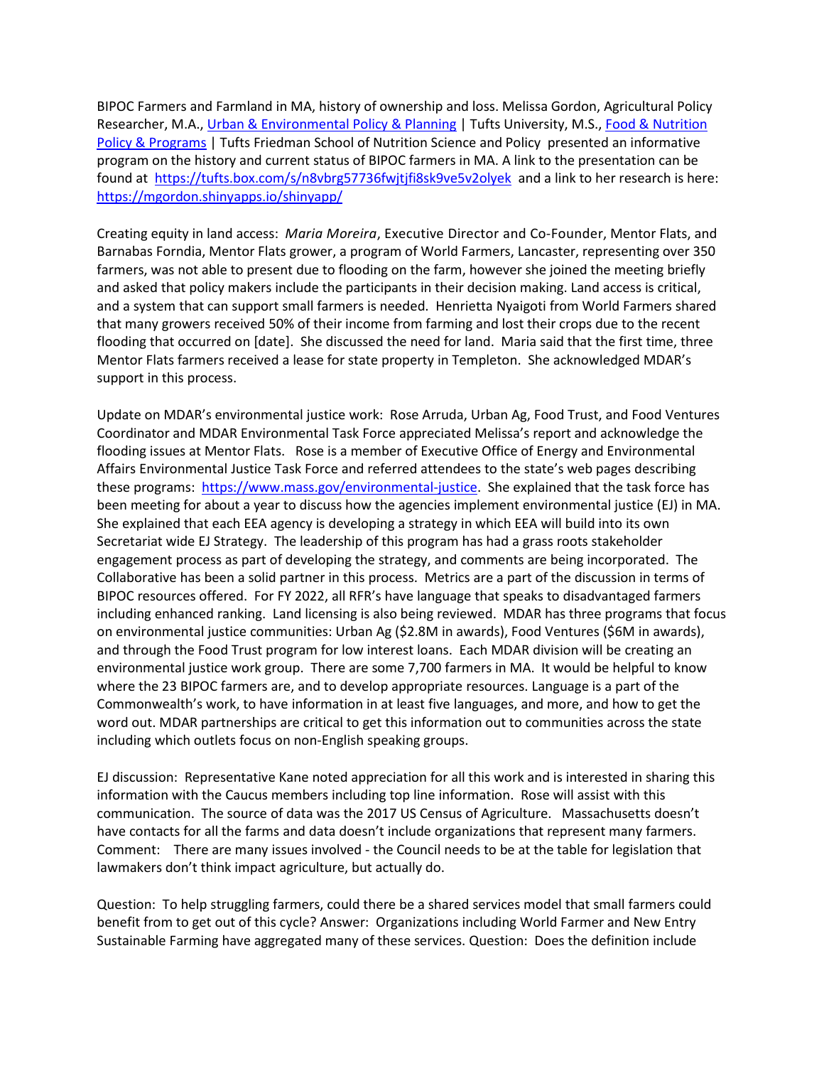BIPOC Farmers and Farmland in MA, history of ownership and loss. Melissa Gordon, Agricultural Policy Researcher, M.A., [Urban & Environmental Policy & Planning](#) | Tufts University, M.S., [Food & Nutrition Policy & Programs](#) | Tufts Friedman School of Nutrition Science and Policy presented an informative program on the history and current status of BIPOC farmers in MA. A link to the presentation can be found at https://tufts.box.com/s/n8vbrg57736fwjtjfi8sk9ve5v2olyek and a link to her research is here: https://mgordon.shinyapps.io/shinyapp/

Creating equity in land access: *Maria Moreira*, Executive Director and Co-Founder, Mentor Flats, and Barnabas Forndia, Mentor Flats grower, a program of World Farmers, Lancaster, representing over 350 farmers, was not able to present due to flooding on the farm, however she joined the meeting briefly and asked that policy makers include the participants in their decision making. Land access is critical, and a system that can support small farmers is needed. Henrietta Nyaigoti from World Farmers shared that many growers received 50% of their income from farming and lost their crops due to the recent flooding that occurred on [date]. She discussed the need for land. Maria said that the first time, three Mentor Flats farmers received a lease for state property in Templeton. She acknowledged MDAR's support in this process.

Update on MDAR's environmental justice work: Rose Arruda, Urban Ag, Food Trust, and Food Ventures Coordinator and MDAR Environmental Task Force appreciated Melissa's report and acknowledge the flooding issues at Mentor Flats. Rose is a member of Executive Office of Energy and Environmental Affairs Environmental Justice Task Force and referred attendees to the state's web pages describing these programs: https://www.mass.gov/environmental-justice. She explained that the task force has been meeting for about a year to discuss how the agencies implement environmental justice (EJ) in MA. She explained that each EEA agency is developing a strategy in which EEA will build into its own Secretariat wide EJ Strategy. The leadership of this program has had a grass roots stakeholder engagement process as part of developing the strategy, and comments are being incorporated. The Collaborative has been a solid partner in this process. Metrics are a part of the discussion in terms of BIPOC resources offered. For FY 2022, all RFR's have language that speaks to disadvantaged farmers including enhanced ranking. Land licensing is also being reviewed. MDAR has three programs that focus on environmental justice communities: Urban Ag ($2.8M in awards), Food Ventures ($6M in awards), and through the Food Trust program for low interest loans. Each MDAR division will be creating an environmental justice work group. There are some 7,700 farmers in MA. It would be helpful to know where the 23 BIPOC farmers are, and to develop appropriate resources. Language is a part of the Commonwealth's work, to have information in at least five languages, and more, and how to get the word out. MDAR partnerships are critical to get this information out to communities across the state including which outlets focus on non-English speaking groups.

EJ discussion: Representative Kane noted appreciation for all this work and is interested in sharing this information with the Caucus members including top line information. Rose will assist with this communication. The source of data was the 2017 US Census of Agriculture. Massachusetts doesn't have contacts for all the farms and data doesn't include organizations that represent many farmers. Comment: There are many issues involved - the Council needs to be at the table for legislation that lawmakers don't think impact agriculture, but actually do.

Question: To help struggling farmers, could there be a shared services model that small farmers could benefit from to get out of this cycle? Answer: Organizations including World Farmer and New Entry Sustainable Farming have aggregated many of these services. Question: Does the definition include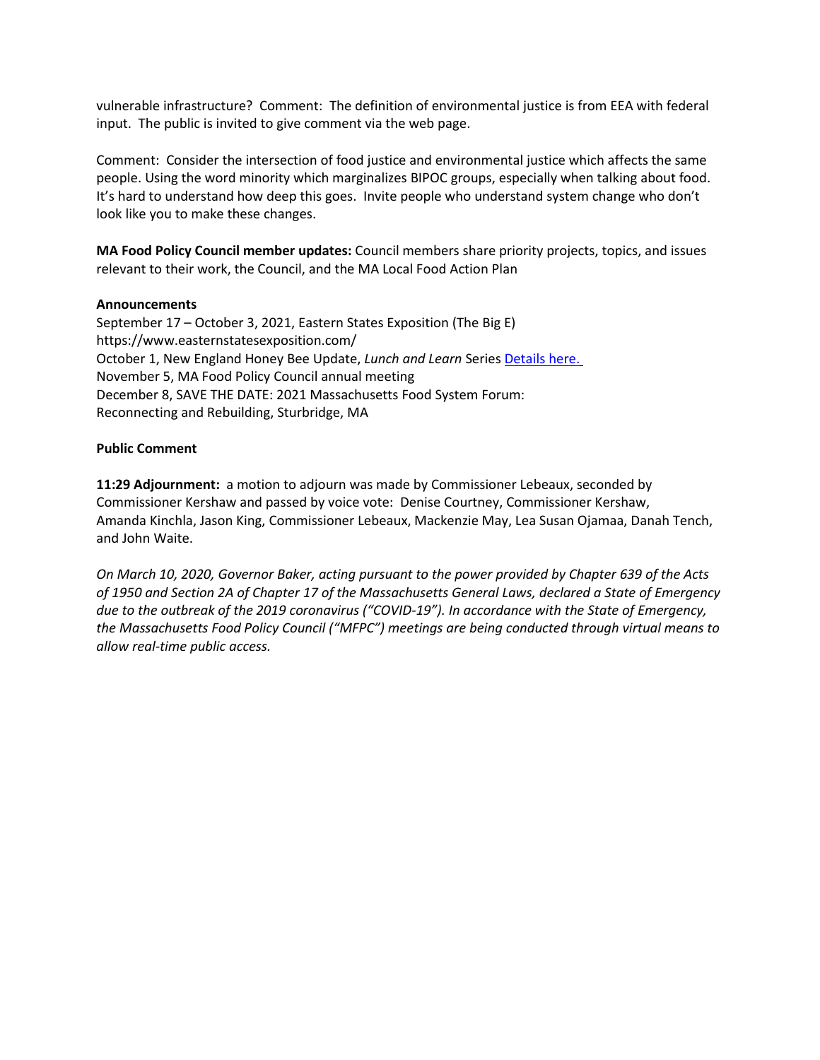vulnerable infrastructure? Comment: The definition of environmental justice is from EEA with federal input. The public is invited to give comment via the web page.

Comment: Consider the intersection of food justice and environmental justice which affects the same people. Using the word minority which marginalizes BIPOC groups, especially when talking about food. It's hard to understand how deep this goes. Invite people who understand system change who don't look like you to make these changes.

**MA Food Policy Council member updates:** Council members share priority projects, topics, and issues relevant to their work, the Council, and the MA Local Food Action Plan

**Announcements**

September 17 – October 3, 2021, Eastern States Exposition (The Big E)
https://www.easternstatesexposition.com/
October 1, New England Honey Bee Update, *Lunch and Learn* Series Details here.
November 5, MA Food Policy Council annual meeting
December 8, SAVE THE DATE: 2021 Massachusetts Food System Forum: Reconnecting and Rebuilding, Sturbridge, MA

**Public Comment**

**11:29 Adjournment:** a motion to adjourn was made by Commissioner Lebeaux, seconded by Commissioner Kershaw and passed by voice vote: Denise Courtney, Commissioner Kershaw, Amanda Kinchla, Jason King, Commissioner Lebeaux, Mackenzie May, Lea Susan Ojamaa, Danah Tench, and John Waite.

*On March 10, 2020, Governor Baker, acting pursuant to the power provided by Chapter 639 of the Acts of 1950 and Section 2A of Chapter 17 of the Massachusetts General Laws, declared a State of Emergency due to the outbreak of the 2019 coronavirus ("COVID-19"). In accordance with the State of Emergency, the Massachusetts Food Policy Council ("MFPC") meetings are being conducted through virtual means to allow real-time public access.*